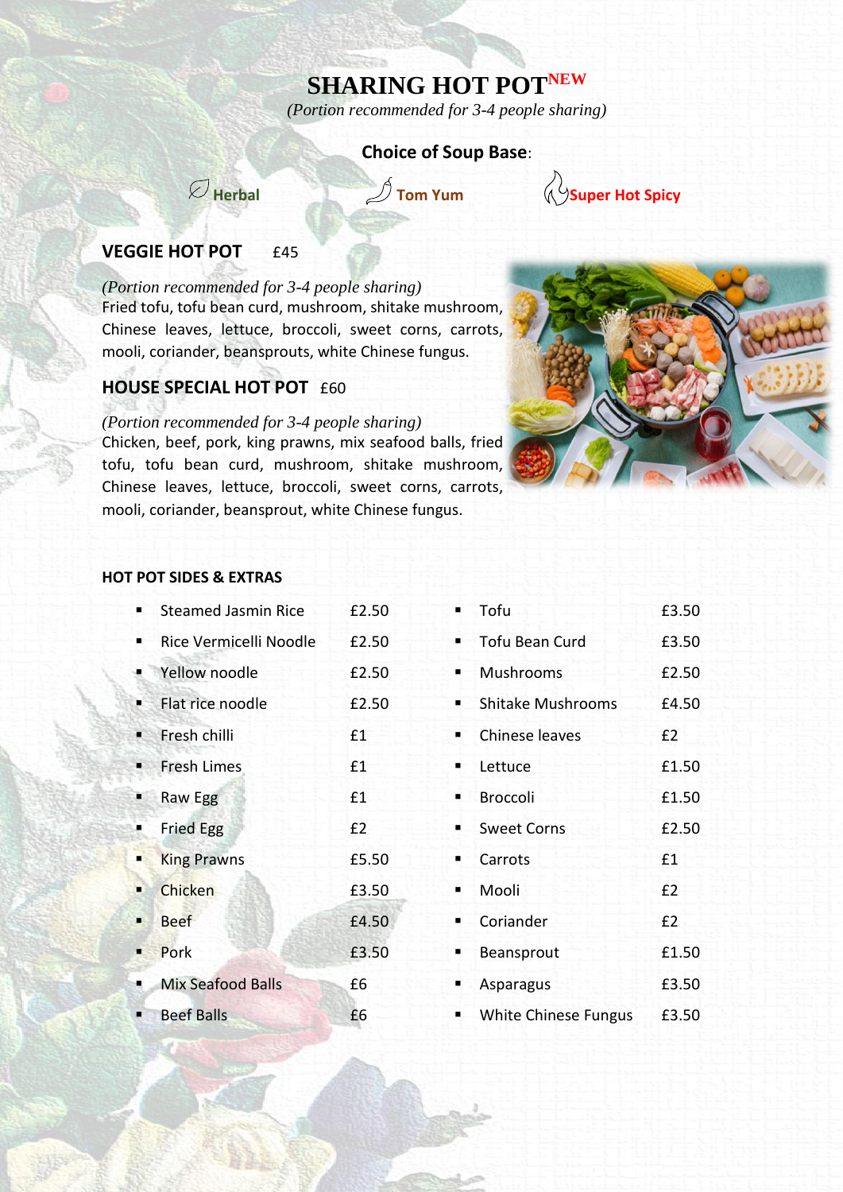# SHARING HOT POT NEW

*(Portion recommended for 3-4 people sharing)*

**Choice of Soup Base**:

**Herbal** **Tom Yum** **Super Hot Spicy**

## VEGGIE HOT POT £45

*(Portion recommended for 3-4 people sharing)*
Fried tofu, tofu bean curd, mushroom, shitake mushroom, Chinese leaves, lettuce, broccoli, sweet corns, carrots, mooli, coriander, beansprouts, white Chinese fungus.

## HOUSE SPECIAL HOT POT £60

*(Portion recommended for 3-4 people sharing)*
Chicken, beef, pork, king prawns, mix seafood balls, fried tofu, tofu bean curd, mushroom, shitake mushroom, Chinese leaves, lettuce, broccoli, sweet corns, carrots, mooli, coriander, beansprout, white Chinese fungus.

### HOT POT SIDES & EXTRAS

- Steamed Jasmin Rice £2.50
- Rice Vermicelli Noodle £2.50
- Yellow noodle £2.50
- Flat rice noodle £2.50
- Fresh chilli £1
- Fresh Limes £1
- Raw Egg £1
- Fried Egg £2
- King Prawns £5.50
- Chicken £3.50
- Beef £4.50
- Pork £3.50
- Mix Seafood Balls £6
- Beef Balls £6
- Tofu £3.50
- Tofu Bean Curd £3.50
- Mushrooms £2.50
- Shitake Mushrooms £4.50
- Chinese leaves £2
- Lettuce £1.50
- Broccoli £1.50
- Sweet Corns £2.50
- Carrots £1
- Mooli £2
- Coriander £2
- Beansprout £1.50
- Asparagus £3.50
- White Chinese Fungus £3.50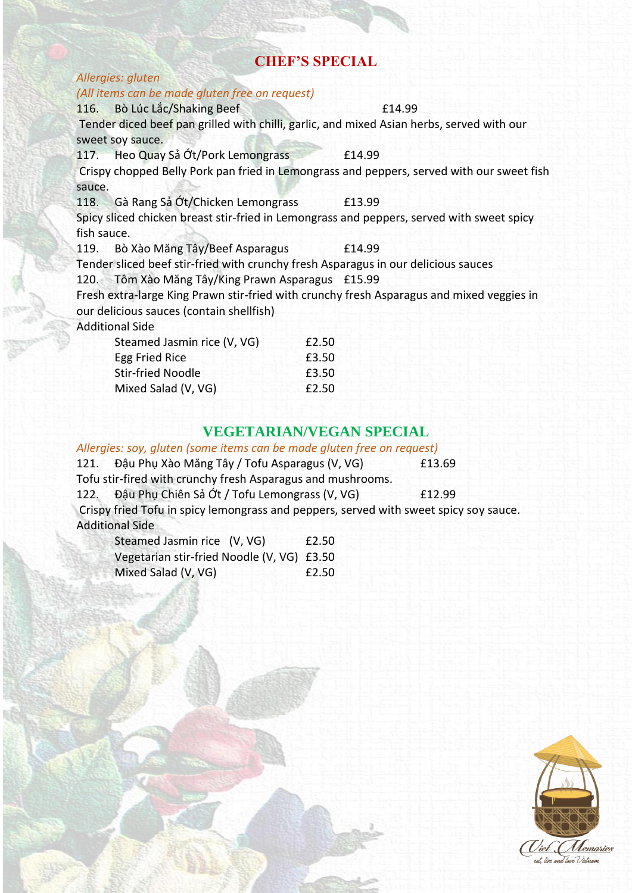## CHEF'S SPECIAL

*Allergies: gluten*
*(All items can be made gluten free on request)*

116. Bò Lúc Lắc/Shaking Beef £14.99

Tender diced beef pan grilled with chilli, garlic, and mixed Asian herbs, served with our sweet soy sauce.

117. Heo Quay Sả Ớt/Pork Lemongrass £14.99

Crispy chopped Belly Pork pan fried in Lemongrass and peppers, served with our sweet fish sauce.

118. Gà Rang Sả Ớt/Chicken Lemongrass £13.99

Spicy sliced chicken breast stir-fried in Lemongrass and peppers, served with sweet spicy fish sauce.

119. Bò Xào Măng Tây/Beef Asparagus £14.99

Tender sliced beef stir-fried with crunchy fresh Asparagus in our delicious sauces

120. Tôm Xào Măng Tây/King Prawn Asparagus £15.99

Fresh extra-large King Prawn stir-fried with crunchy fresh Asparagus and mixed veggies in our delicious sauces (contain shellfish)

Additional Side

| | |
|---|---|
| Steamed Jasmin rice (V, VG) | £2.50 |
| Egg Fried Rice | £3.50 |
| Stir-fried Noodle | £3.50 |
| Mixed Salad (V, VG) | £2.50 |

## VEGETARIAN/VEGAN SPECIAL

*Allergies: soy, gluten (some items can be made gluten free on request)*

121. Đậu Phụ Xào Măng Tây / Tofu Asparagus (V, VG) £13.69

Tofu stir-fired with crunchy fresh Asparagus and mushrooms.

122. Đậu Phụ Chiên Sả Ớt / Tofu Lemongrass (V, VG) £12.99

Crispy fried Tofu in spicy lemongrass and peppers, served with sweet spicy soy sauce.

Additional Side

| | |
|---|---|
| Steamed Jasmin rice (V, VG) | £2.50 |
| Vegetarian stir-fried Noodle (V, VG) | £3.50 |
| Mixed Salad (V, VG) | £2.50 |

Viet Memories
eat, live and love Vietnam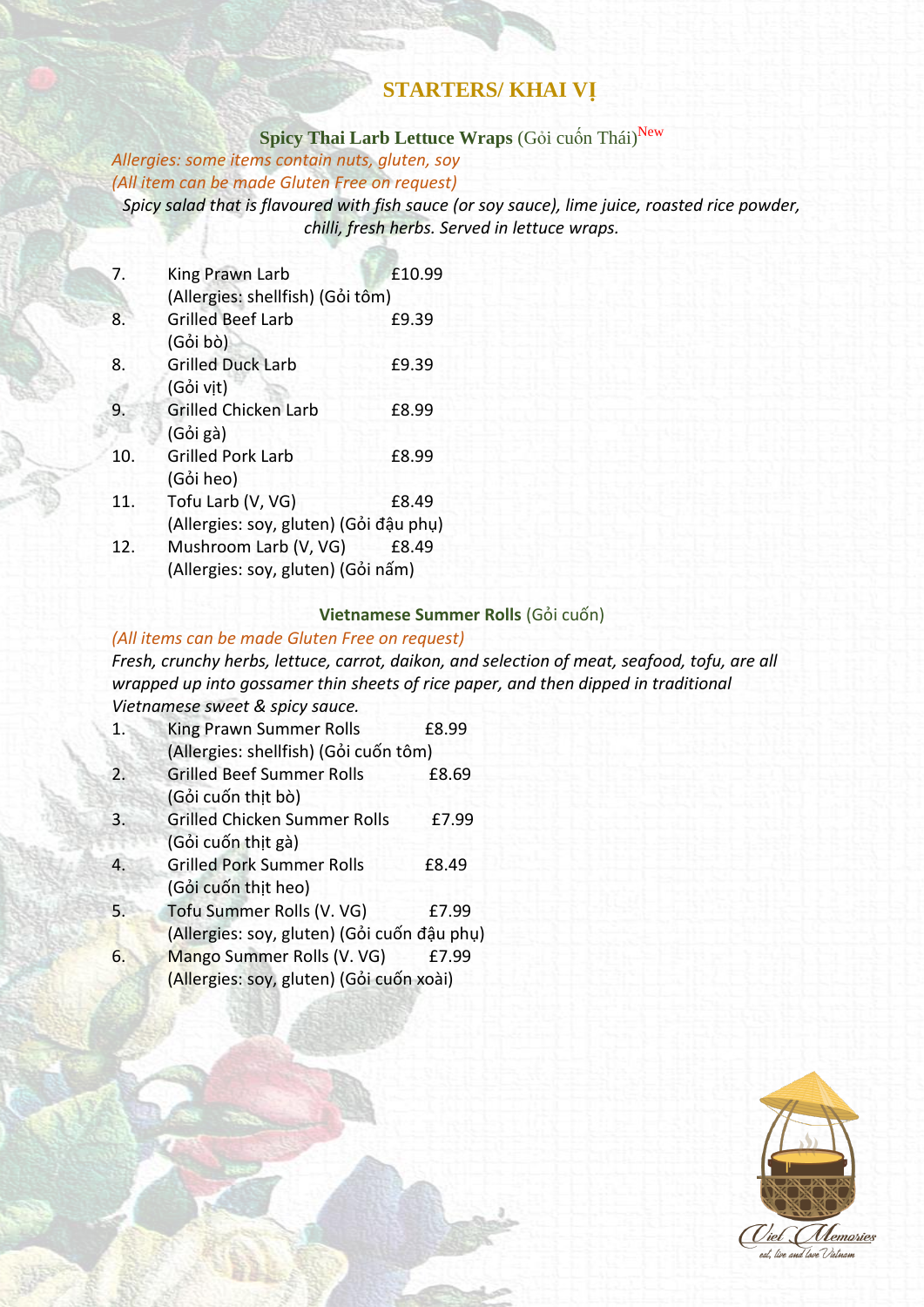# STARTERS/ KHAI VỊ

## Spicy Thai Larb Lettuce Wraps (Gỏi cuốn Thái) New

*Allergies: some items contain nuts, gluten, soy*
*(All item can be made Gluten Free on request)*

*Spicy salad that is flavoured with fish sauce (or soy sauce), lime juice, roasted rice powder, chilli, fresh herbs. Served in lettuce wraps.*

| | | |
|---|---|---|
| 7. | King Prawn Larb<br>(Allergies: shellfish) (Gỏi tôm) | £10.99 |
| 8. | Grilled Beef Larb<br>(Gỏi bò) | £9.39 |
| 8. | Grilled Duck Larb<br>(Gỏi vịt) | £9.39 |
| 9. | Grilled Chicken Larb<br>(Gỏi gà) | £8.99 |
| 10. | Grilled Pork Larb<br>(Gỏi heo) | £8.99 |
| 11. | Tofu Larb (V, VG)<br>(Allergies: soy, gluten) (Gỏi đậu phụ) | £8.49 |
| 12. | Mushroom Larb (V, VG)<br>(Allergies: soy, gluten) (Gỏi nấm) | £8.49 |

## Vietnamese Summer Rolls (Gỏi cuốn)

*(All items can be made Gluten Free on request)*

*Fresh, crunchy herbs, lettuce, carrot, daikon, and selection of meat, seafood, tofu, are all wrapped up into gossamer thin sheets of rice paper, and then dipped in traditional Vietnamese sweet & spicy sauce.*

| | | |
|---|---|---|
| 1. | King Prawn Summer Rolls<br>(Allergies: shellfish) (Gỏi cuốn tôm) | £8.99 |
| 2. | Grilled Beef Summer Rolls<br>(Gỏi cuốn thịt bò) | £8.69 |
| 3. | Grilled Chicken Summer Rolls<br>(Gỏi cuốn thịt gà) | £7.99 |
| 4. | Grilled Pork Summer Rolls<br>(Gỏi cuốn thịt heo) | £8.49 |
| 5. | Tofu Summer Rolls (V. VG)<br>(Allergies: soy, gluten) (Gỏi cuốn đậu phụ) | £7.99 |
| 6. | Mango Summer Rolls (V. VG)<br>(Allergies: soy, gluten) (Gỏi cuốn xoài) | £7.99 |

Viet Memories
eat, live and love Vietnam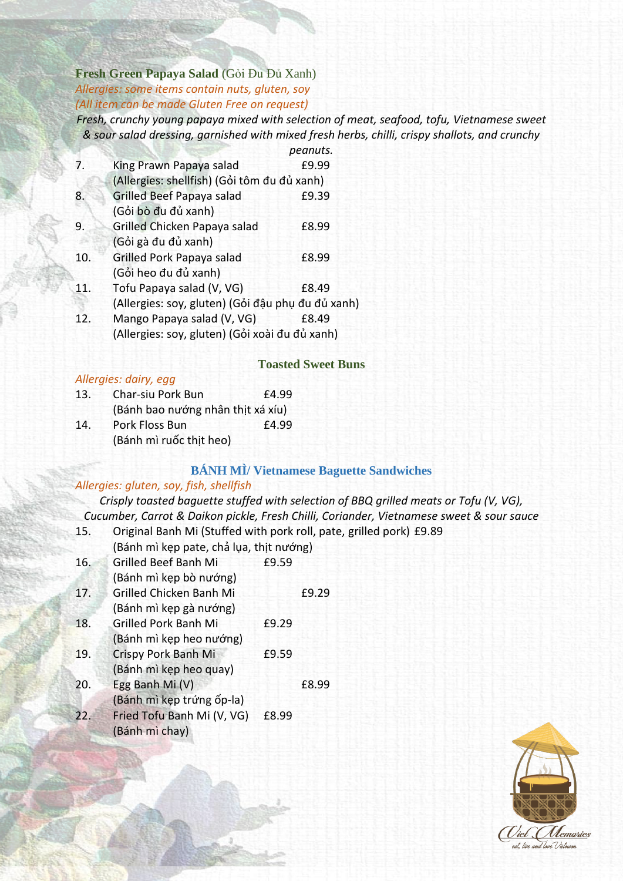## **Fresh Green Papaya Salad** (Gỏi Đu Đủ Xanh)

*Allergies: some items contain nuts, gluten, soy*
*(All item can be made Gluten Free on request)*

*Fresh, crunchy young papaya mixed with selection of meat, seafood, tofu, Vietnamese sweet & sour salad dressing, garnished with mixed fresh herbs, chilli, crispy shallots, and crunchy peanuts.*

| | | |
|---|---|---|
| 7. | King Prawn Papaya salad<br>(Allergies: shellfish) (Gỏi tôm đu đủ xanh) | £9.99 |
| 8. | Grilled Beef Papaya salad<br>(Gỏi bò đu đủ xanh) | £9.39 |
| 9. | Grilled Chicken Papaya salad<br>(Gỏi gà đu đủ xanh) | £8.99 |
| 10. | Grilled Pork Papaya salad<br>(Gỏi heo đu đủ xanh) | £8.99 |
| 11. | Tofu Papaya salad (V, VG)<br>(Allergies: soy, gluten) (Gỏi đậu phụ đu đủ xanh) | £8.49 |
| 12. | Mango Papaya salad (V, VG)<br>(Allergies: soy, gluten) (Gỏi xoài đu đủ xanh) | £8.49 |

## **Toasted Sweet Buns**

*Allergies: dairy, egg*

| | | |
|---|---|---|
| 13. | Char-siu Pork Bun<br>(Bánh bao nướng nhân thịt xá xíu) | £4.99 |
| 14. | Pork Floss Bun<br>(Bánh mì ruốc thịt heo) | £4.99 |

## **BÁNH MÌ/ Vietnamese Baguette Sandwiches**

*Allergies: gluten, soy, fish, shellfish*

*Crisply toasted baguette stuffed with selection of BBQ grilled meats or Tofu (V, VG), Cucumber, Carrot & Daikon pickle, Fresh Chilli, Coriander, Vietnamese sweet & sour sauce*

| | | |
|---|---|---|
| 15. | Original Banh Mi (Stuffed with pork roll, pate, grilled pork)<br>(Bánh mì kẹp pate, chả lụa, thịt nướng) | £9.89 |
| 16. | Grilled Beef Banh Mi<br>(Bánh mì kẹp bò nướng) | £9.59 |
| 17. | Grilled Chicken Banh Mi<br>(Bánh mì kẹp gà nướng) | £9.29 |
| 18. | Grilled Pork Banh Mi<br>(Bánh mì kẹp heo nướng) | £9.29 |
| 19. | Crispy Pork Banh Mi<br>(Bánh mì kẹp heo quay) | £9.59 |
| 20. | Egg Banh Mi (V)<br>(Bánh mì kẹp trứng ốp-la) | £8.99 |
| 22. | Fried Tofu Banh Mi (V, VG)<br>(Bánh mì chay) | £8.99 |

Viet Memories
eat, live and love Vietnam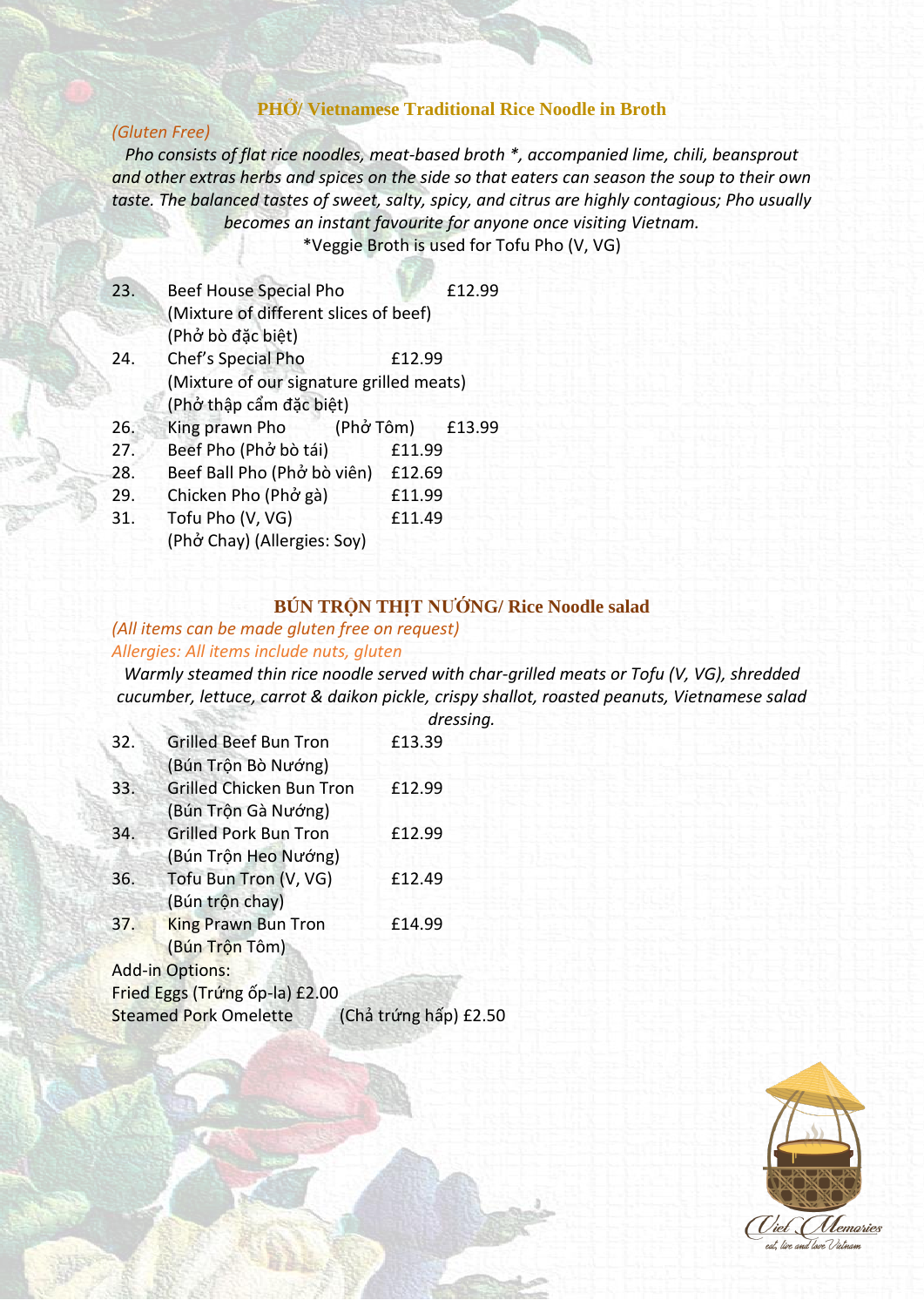## PHỞ/ Vietnamese Traditional Rice Noodle in Broth

*(Gluten Free)*

*Pho consists of flat rice noodles, meat-based broth *, accompanied lime, chili, beansprout and other extras herbs and spices on the side so that eaters can season the soup to their own taste. The balanced tastes of sweet, salty, spicy, and citrus are highly contagious; Pho usually becomes an instant favourite for anyone once visiting Vietnam.*

*Veggie Broth is used for Tofu Pho (V, VG)

| | | |
|---|---|---|
| 23. | Beef House Special Pho<br>(Mixture of different slices of beef)<br>(Phở bò đặc biệt) | £12.99 |
| 24. | Chef's Special Pho<br>(Mixture of our signature grilled meats)<br>(Phở thập cẩm đặc biệt) | £12.99 |
| 26. | King prawn Pho (Phở Tôm) | £13.99 |
| 27. | Beef Pho (Phở bò tái) | £11.99 |
| 28. | Beef Ball Pho (Phở bò viên) | £12.69 |
| 29. | Chicken Pho (Phở gà) | £11.99 |
| 31. | Tofu Pho (V, VG)<br>(Phở Chay) (Allergies: Soy) | £11.49 |

## BÚN TRỘN THỊT NƯỚNG/ Rice Noodle salad

*(All items can be made gluten free on request)*

*Allergies: All items include nuts, gluten*

*Warmly steamed thin rice noodle served with char-grilled meats or Tofu (V, VG), shredded cucumber, lettuce, carrot & daikon pickle, crispy shallot, roasted peanuts, Vietnamese salad dressing.*

| | | |
|---|---|---|
| 32. | Grilled Beef Bun Tron<br>(Bún Trộn Bò Nướng) | £13.39 |
| 33. | Grilled Chicken Bun Tron<br>(Bún Trộn Gà Nướng) | £12.99 |
| 34. | Grilled Pork Bun Tron<br>(Bún Trộn Heo Nướng) | £12.99 |
| 36. | Tofu Bun Tron (V, VG)<br>(Bún trộn chay) | £12.49 |
| 37. | King Prawn Bun Tron<br>(Bún Trộn Tôm) | £14.99 |

Add-in Options:

Fried Eggs (Trứng ốp-la) £2.00

Steamed Pork Omelette (Chả trứng hấp) £2.50

Viet Memories
eat, live and love Vietnam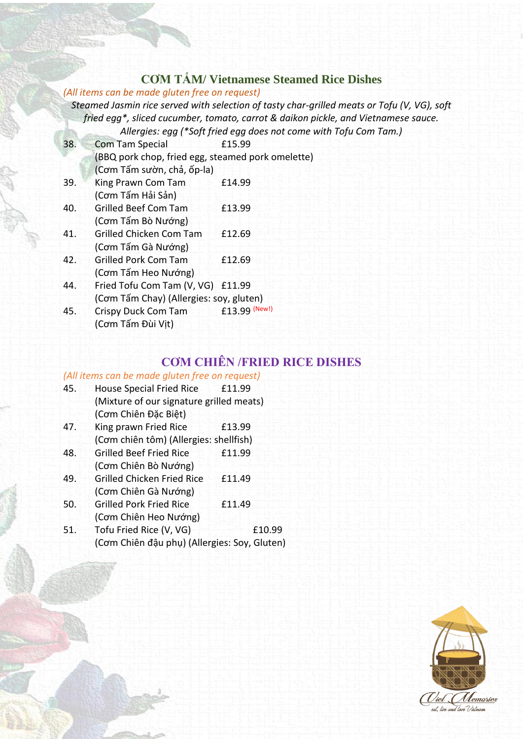## CƠM TẤM/ Vietnamese Steamed Rice Dishes

*(All items can be made gluten free on request)*

*Steamed Jasmin rice served with selection of tasty char-grilled meats or Tofu (V, VG), soft fried egg*, sliced cucumber, tomato, carrot & daikon pickle, and Vietnamese sauce.*

*Allergies: egg (*Soft fried egg does not come with Tofu Com Tam.)*

38. Com Tam Special £15.99
(BBQ pork chop, fried egg, steamed pork omelette)
(Cơm Tấm sườn, chả, ốp-la)

39. King Prawn Com Tam £14.99
(Cơm Tấm Hải Sản)

40. Grilled Beef Com Tam £13.99
(Cơm Tấm Bò Nướng)

41. Grilled Chicken Com Tam £12.69
(Cơm Tấm Gà Nướng)

42. Grilled Pork Com Tam £12.69
(Cơm Tấm Heo Nướng)

44. Fried Tofu Com Tam (V, VG) £11.99
(Cơm Tấm Chay) (Allergies: soy, gluten)

45. Crispy Duck Com Tam £13.99 (New!)
(Cơm Tấm Đùi Vịt)

## CƠM CHIÊN /FRIED RICE DISHES

*(All items can be made gluten free on request)*

45. House Special Fried Rice £11.99
(Mixture of our signature grilled meats)
(Cơm Chiên Đặc Biệt)

47. King prawn Fried Rice £13.99
(Cơm chiên tôm) (Allergies: shellfish)

48. Grilled Beef Fried Rice £11.99
(Cơm Chiên Bò Nướng)

49. Grilled Chicken Fried Rice £11.49
(Cơm Chiên Gà Nướng)

50. Grilled Pork Fried Rice £11.49
(Cơm Chiên Heo Nướng)

51. Tofu Fried Rice (V, VG) £10.99
(Cơm Chiên đậu phụ) (Allergies: Soy, Gluten)

Viet Memories
eat, live and love Vietnam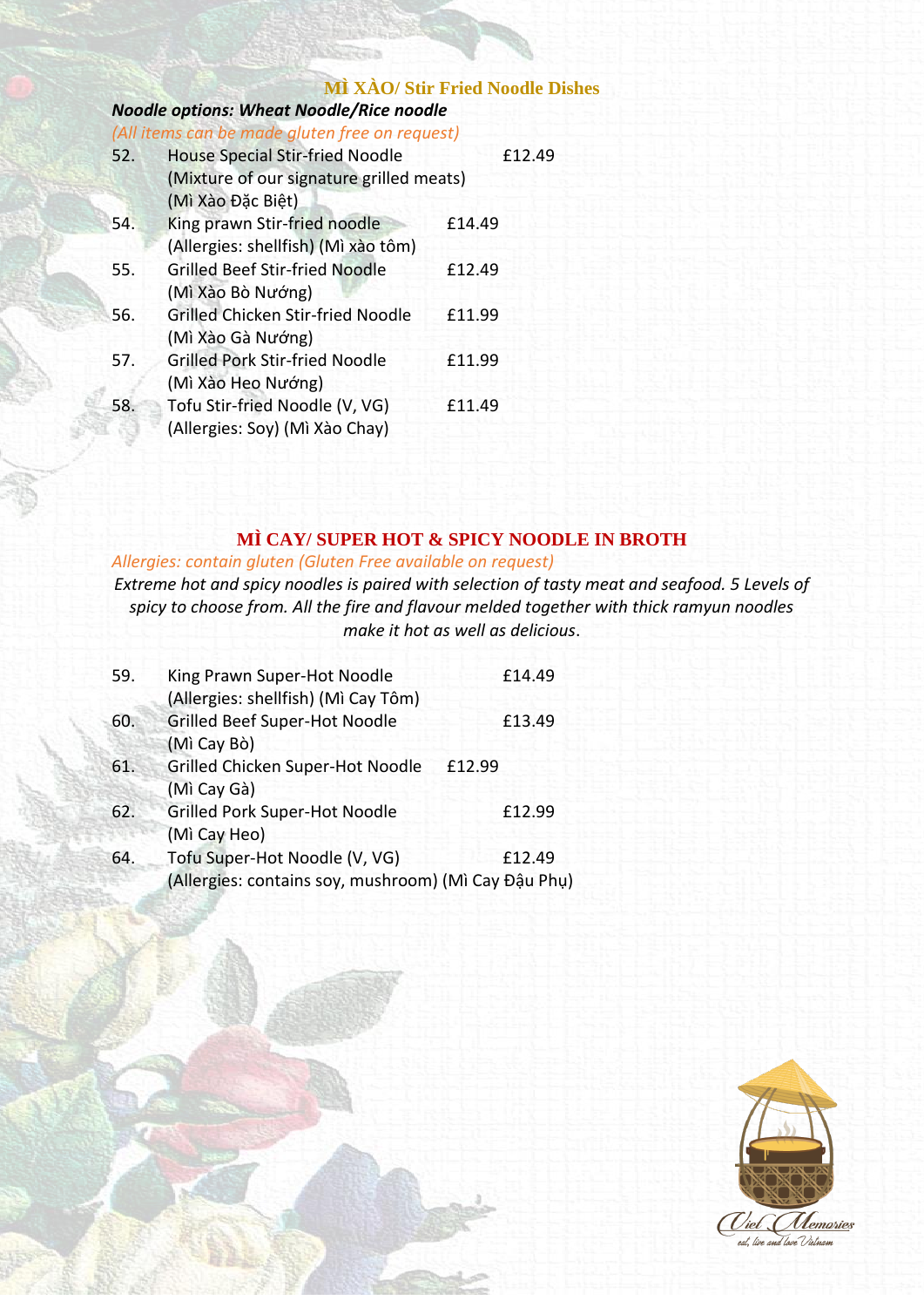## MÌ XÀO/ Stir Fried Noodle Dishes

***Noodle options: Wheat Noodle/Rice noodle***

*(All items can be made gluten free on request)*

| | | |
|---|---|---|
| 52. | House Special Stir-fried Noodle (Mixture of our signature grilled meats) (Mì Xào Đặc Biệt) | £12.49 |
| 54. | King prawn Stir-fried noodle (Allergies: shellfish) (Mì xào tôm) | £14.49 |
| 55. | Grilled Beef Stir-fried Noodle (Mì Xào Bò Nướng) | £12.49 |
| 56. | Grilled Chicken Stir-fried Noodle (Mì Xào Gà Nướng) | £11.99 |
| 57. | Grilled Pork Stir-fried Noodle (Mì Xào Heo Nướng) | £11.99 |
| 58. | Tofu Stir-fried Noodle (V, VG) (Allergies: Soy) (Mì Xào Chay) | £11.49 |

## MÌ CAY/ SUPER HOT & SPICY NOODLE IN BROTH

*Allergies: contain gluten (Gluten Free available on request)*

*Extreme hot and spicy noodles is paired with selection of tasty meat and seafood. 5 Levels of spicy to choose from. All the fire and flavour melded together with thick ramyun noodles make it hot as well as delicious.*

| | | |
|---|---|---|
| 59. | King Prawn Super-Hot Noodle (Allergies: shellfish) (Mì Cay Tôm) | £14.49 |
| 60. | Grilled Beef Super-Hot Noodle (Mì Cay Bò) | £13.49 |
| 61. | Grilled Chicken Super-Hot Noodle (Mì Cay Gà) | £12.99 |
| 62. | Grilled Pork Super-Hot Noodle (Mì Cay Heo) | £12.99 |
| 64. | Tofu Super-Hot Noodle (V, VG) (Allergies: contains soy, mushroom) (Mì Cay Đậu Phụ) | £12.49 |

Viet Memories
eat, live and love Vietnam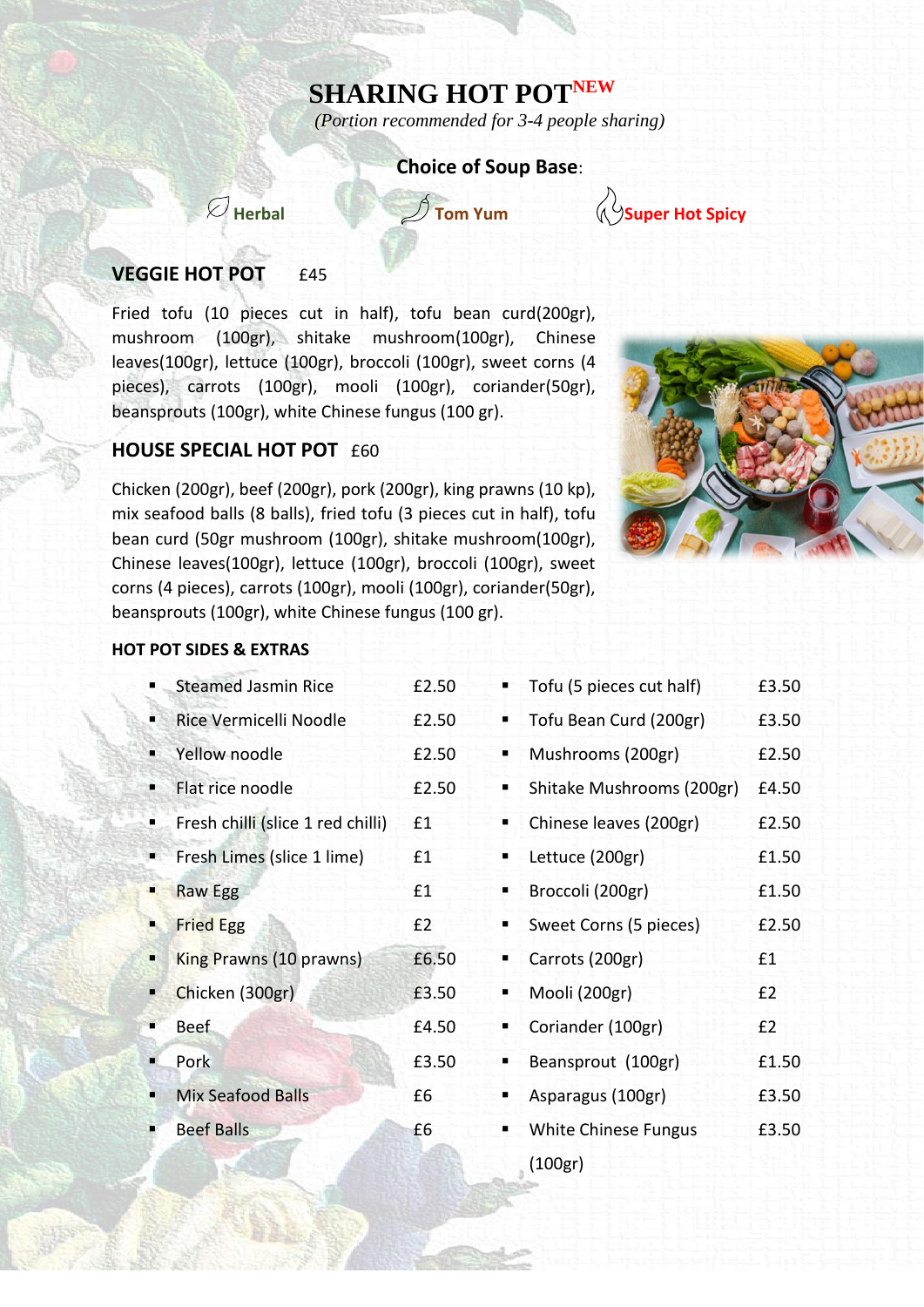# SHARING HOT POT NEW

*(Portion recommended for 3-4 people sharing)*

**Choice of Soup Base:**

**Herbal** **Tom Yum** **Super Hot Spicy**

## VEGGIE HOT POT £45

Fried tofu (10 pieces cut in half), tofu bean curd(200gr), mushroom (100gr), shitake mushroom(100gr), Chinese leaves(100gr), lettuce (100gr), broccoli (100gr), sweet corns (4 pieces), carrots (100gr), mooli (100gr), coriander(50gr), beansprouts (100gr), white Chinese fungus (100 gr).

## HOUSE SPECIAL HOT POT £60

Chicken (200gr), beef (200gr), pork (200gr), king prawns (10 kp), mix seafood balls (8 balls), fried tofu (3 pieces cut in half), tofu bean curd (50gr mushroom (100gr), shitake mushroom(100gr), Chinese leaves(100gr), lettuce (100gr), broccoli (100gr), sweet corns (4 pieces), carrots (100gr), mooli (100gr), coriander(50gr), beansprouts (100gr), white Chinese fungus (100 gr).

### HOT POT SIDES & EXTRAS

| | | | |
|---|---|---|---|
| Steamed Jasmin Rice | £2.50 | Tofu (5 pieces cut half) | £3.50 |
| Rice Vermicelli Noodle | £2.50 | Tofu Bean Curd (200gr) | £3.50 |
| Yellow noodle | £2.50 | Mushrooms (200gr) | £2.50 |
| Flat rice noodle | £2.50 | Shitake Mushrooms (200gr) | £4.50 |
| Fresh chilli (slice 1 red chilli) | £1 | Chinese leaves (200gr) | £2.50 |
| Fresh Limes (slice 1 lime) | £1 | Lettuce (200gr) | £1.50 |
| Raw Egg | £1 | Broccoli (200gr) | £1.50 |
| Fried Egg | £2 | Sweet Corns (5 pieces) | £2.50 |
| King Prawns (10 prawns) | £6.50 | Carrots (200gr) | £1 |
| Chicken (300gr) | £3.50 | Mooli (200gr) | £2 |
| Beef | £4.50 | Coriander (100gr) | £2 |
| Pork | £3.50 | Beansprout (100gr) | £1.50 |
| Mix Seafood Balls | £6 | Asparagus (100gr) | £3.50 |
| Beef Balls | £6 | White Chinese Fungus (100gr) | £3.50 |